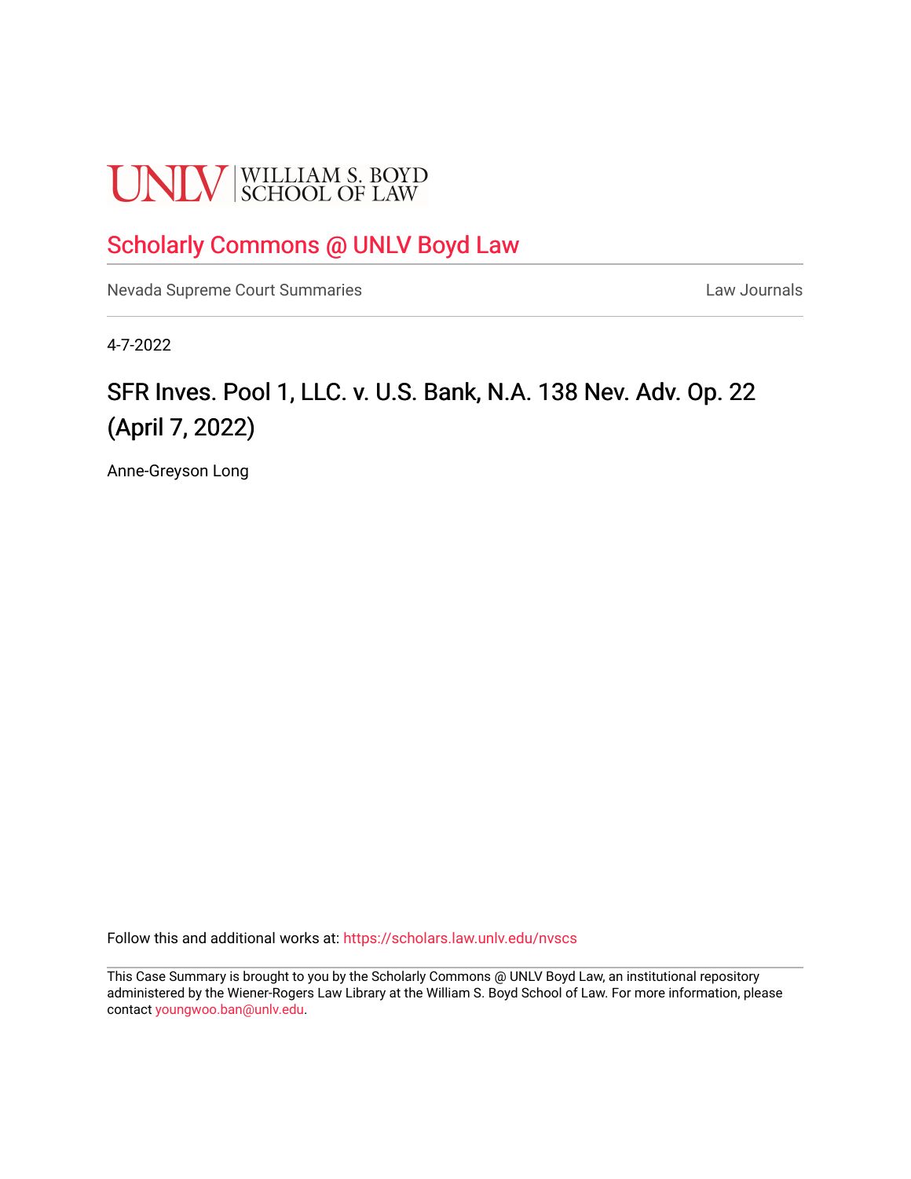UNLV | WILLIAM S. BOYD SCHOOL OF LAW

## Scholarly Commons @ UNLV Boyd Law

Nevada Supreme Court Summaries | Law Journals

4-7-2022

# SFR Inves. Pool 1, LLC. v. U.S. Bank, N.A. 138 Nev. Adv. Op. 22 (April 7, 2022)

Anne-Greyson Long

Follow this and additional works at: https://scholars.law.unlv.edu/nvscs

This Case Summary is brought to you by the Scholarly Commons @ UNLV Boyd Law, an institutional repository administered by the Wiener-Rogers Law Library at the William S. Boyd School of Law. For more information, please contact youngwoo.ban@unlv.edu.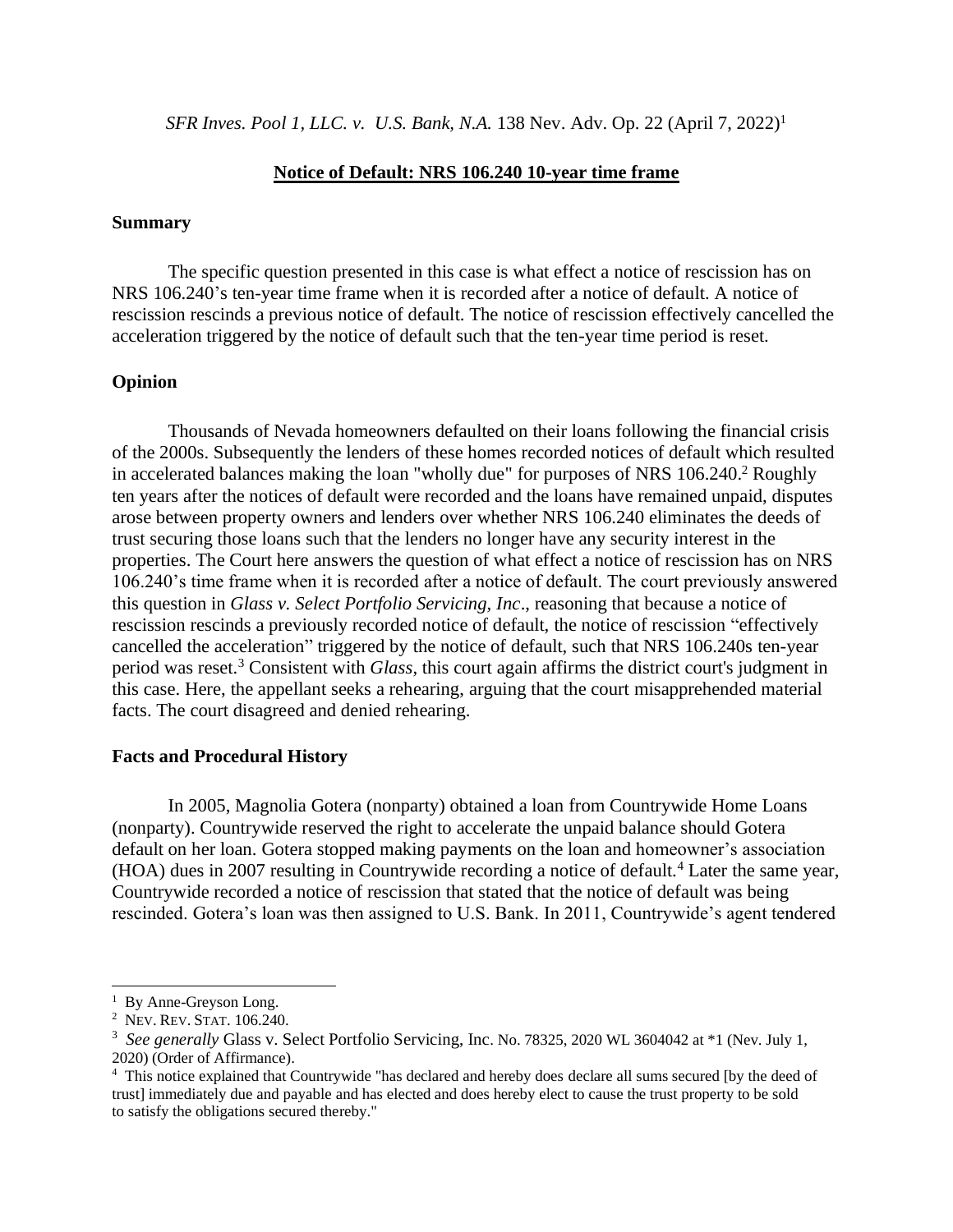*SFR Inves. Pool 1, LLC. v. U.S. Bank, N.A.* 138 Nev. Adv. Op. 22 (April 7, 2022)[1]

## Notice of Default: NRS 106.240 10-year time frame

### Summary

The specific question presented in this case is what effect a notice of rescission has on NRS 106.240's ten-year time frame when it is recorded after a notice of default. A notice of rescission rescinds a previous notice of default. The notice of rescission effectively cancelled the acceleration triggered by the notice of default such that the ten-year time period is reset.

### Opinion

Thousands of Nevada homeowners defaulted on their loans following the financial crisis of the 2000s. Subsequently the lenders of these homes recorded notices of default which resulted in accelerated balances making the loan "wholly due" for purposes of NRS 106.240.[2] Roughly ten years after the notices of default were recorded and the loans have remained unpaid, disputes arose between property owners and lenders over whether NRS 106.240 eliminates the deeds of trust securing those loans such that the lenders no longer have any security interest in the properties. The Court here answers the question of what effect a notice of rescission has on NRS 106.240's time frame when it is recorded after a notice of default. The court previously answered this question in *Glass v. Select Portfolio Servicing, Inc*., reasoning that because a notice of rescission rescinds a previously recorded notice of default, the notice of rescission "effectively cancelled the acceleration" triggered by the notice of default, such that NRS 106.240s ten-year period was reset.[3] Consistent with *Glass*, this court again affirms the district court's judgment in this case. Here, the appellant seeks a rehearing, arguing that the court misapprehended material facts. The court disagreed and denied rehearing.

### Facts and Procedural History

In 2005, Magnolia Gotera (nonparty) obtained a loan from Countrywide Home Loans (nonparty). Countrywide reserved the right to accelerate the unpaid balance should Gotera default on her loan. Gotera stopped making payments on the loan and homeowner's association (HOA) dues in 2007 resulting in Countrywide recording a notice of default.[4] Later the same year, Countrywide recorded a notice of rescission that stated that the notice of default was being rescinded. Gotera's loan was then assigned to U.S. Bank. In 2011, Countrywide's agent tendered

---

[1] By Anne-Greyson Long.

[2] NEV. REV. STAT. 106.240.

[3] *See generally* Glass v. Select Portfolio Servicing, Inc. No. 78325, 2020 WL 3604042 at *1 (Nev. July 1, 2020) (Order of Affirmance).

[4] This notice explained that Countrywide "has declared and hereby does declare all sums secured [by the deed of trust] immediately due and payable and has elected and does hereby elect to cause the trust property to be sold to satisfy the obligations secured thereby."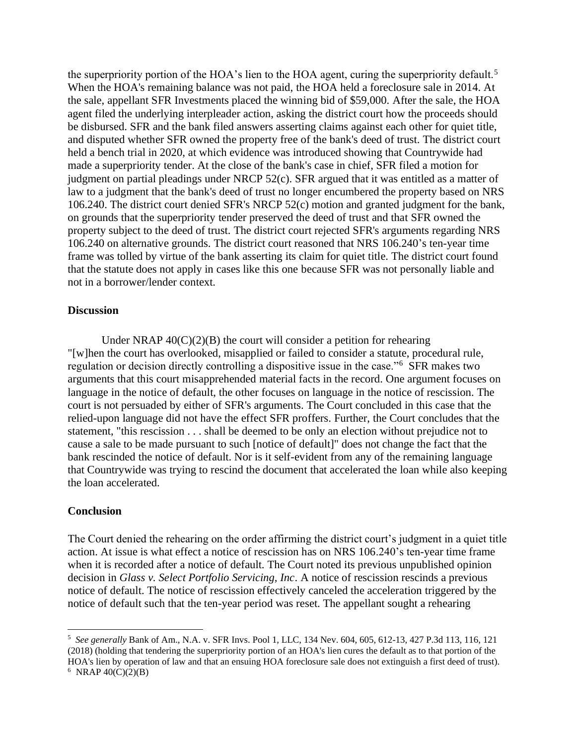the superpriority portion of the HOA's lien to the HOA agent, curing the superpriority default.[5] When the HOA's remaining balance was not paid, the HOA held a foreclosure sale in 2014. At the sale, appellant SFR Investments placed the winning bid of $59,000. After the sale, the HOA agent filed the underlying interpleader action, asking the district court how the proceeds should be disbursed. SFR and the bank filed answers asserting claims against each other for quiet title, and disputed whether SFR owned the property free of the bank's deed of trust. The district court held a bench trial in 2020, at which evidence was introduced showing that Countrywide had made a superpriority tender. At the close of the bank's case in chief, SFR filed a motion for judgment on partial pleadings under NRCP 52(c). SFR argued that it was entitled as a matter of law to a judgment that the bank's deed of trust no longer encumbered the property based on NRS 106.240. The district court denied SFR's NRCP 52(c) motion and granted judgment for the bank, on grounds that the superpriority tender preserved the deed of trust and that SFR owned the property subject to the deed of trust. The district court rejected SFR's arguments regarding NRS 106.240 on alternative grounds. The district court reasoned that NRS 106.240's ten-year time frame was tolled by virtue of the bank asserting its claim for quiet title. The district court found that the statute does not apply in cases like this one because SFR was not personally liable and not in a borrower/lender context.

## Discussion

Under NRAP 40(C)(2)(B) the court will consider a petition for rehearing "[w]hen the court has overlooked, misapplied or failed to consider a statute, procedural rule, regulation or decision directly controlling a dispositive issue in the case."[6] SFR makes two arguments that this court misapprehended material facts in the record. One argument focuses on language in the notice of default, the other focuses on language in the notice of rescission. The court is not persuaded by either of SFR's arguments. The Court concluded in this case that the relied-upon language did not have the effect SFR proffers. Further, the Court concludes that the statement, "this rescission . . . shall be deemed to be only an election without prejudice not to cause a sale to be made pursuant to such [notice of default]" does not change the fact that the bank rescinded the notice of default. Nor is it self-evident from any of the remaining language that Countrywide was trying to rescind the document that accelerated the loan while also keeping the loan accelerated.

## Conclusion

The Court denied the rehearing on the order affirming the district court's judgment in a quiet title action. At issue is what effect a notice of rescission has on NRS 106.240's ten-year time frame when it is recorded after a notice of default. The Court noted its previous unpublished opinion decision in *Glass v. Select Portfolio Servicing, Inc*. A notice of rescission rescinds a previous notice of default. The notice of rescission effectively canceled the acceleration triggered by the notice of default such that the ten-year period was reset. The appellant sought a rehearing

---

[5] *See generally* Bank of Am., N.A. v. SFR Invs. Pool 1, LLC, 134 Nev. 604, 605, 612-13, 427 P.3d 113, 116, 121 (2018) (holding that tendering the superpriority portion of an HOA's lien cures the default as to that portion of the HOA's lien by operation of law and that an ensuing HOA foreclosure sale does not extinguish a first deed of trust).

[6] NRAP 40(C)(2)(B)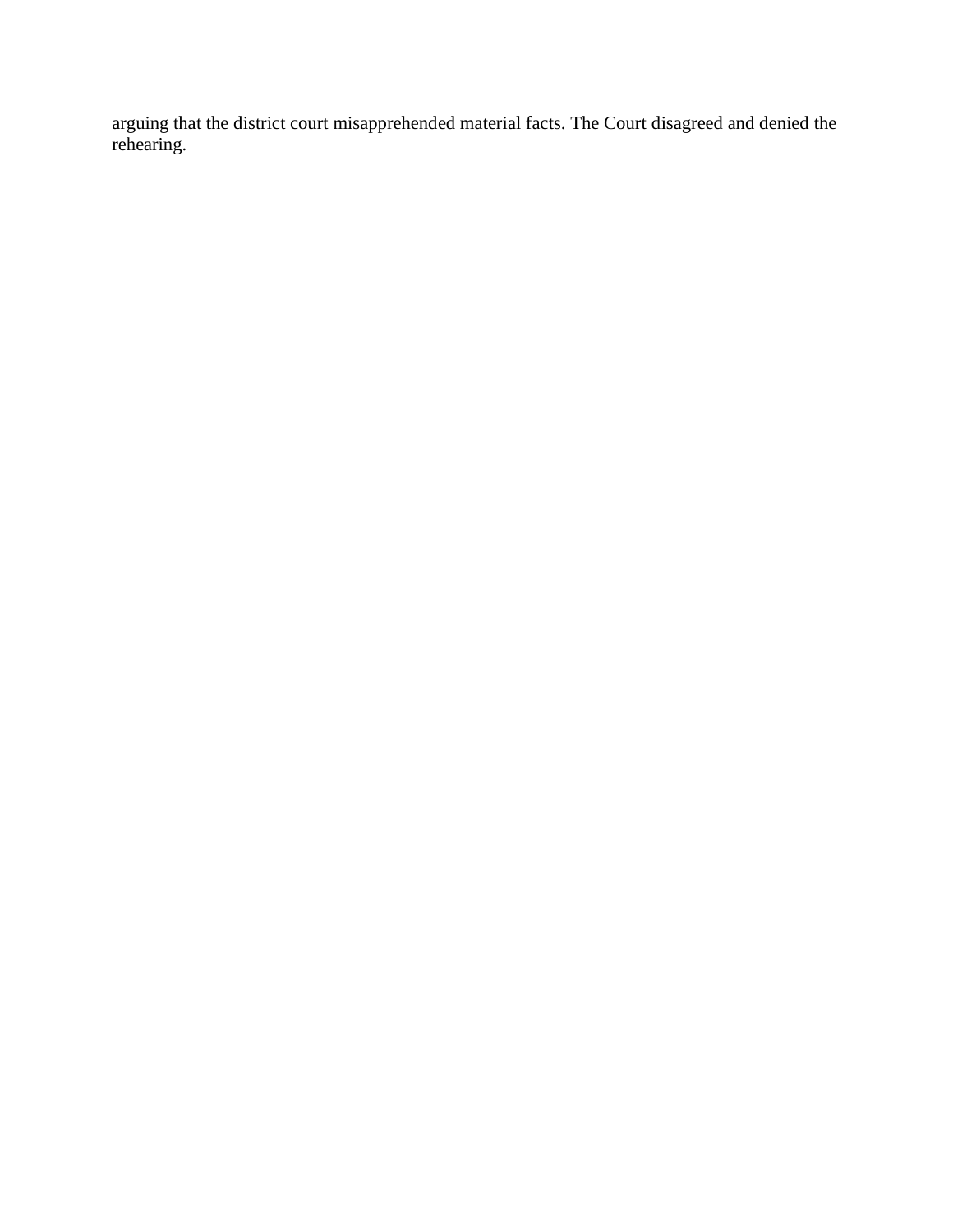arguing that the district court misapprehended material facts. The Court disagreed and denied the rehearing.